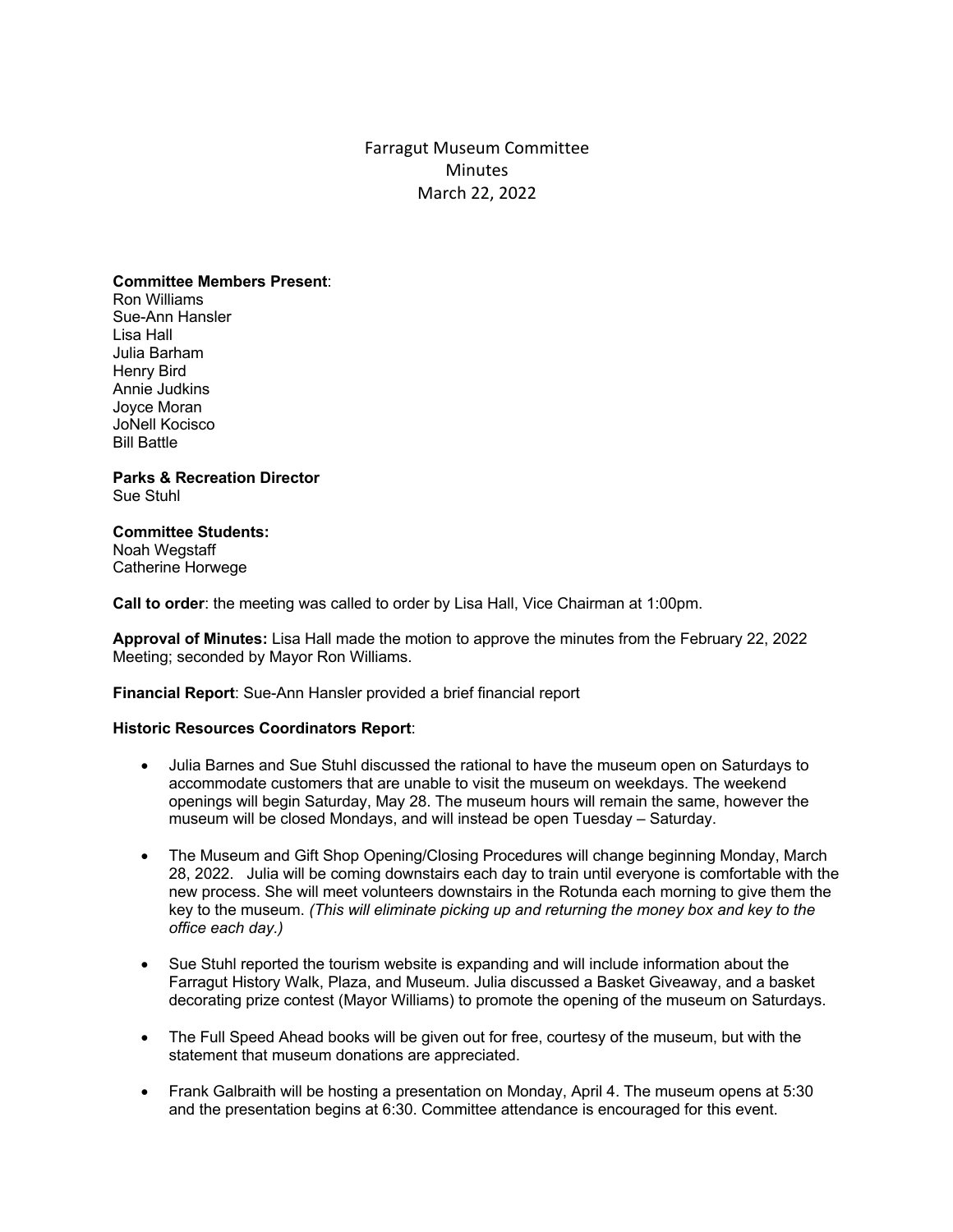# Farragut Museum Committee
## Minutes
## March 22, 2022

**Committee Members Present**:
Ron Williams
Sue-Ann Hansler
Lisa Hall
Julia Barham
Henry Bird
Annie Judkins
Joyce Moran
JoNell Kocisco
Bill Battle

**Parks & Recreation Director**
Sue Stuhl

**Committee Students:**
Noah Wegstaff
Catherine Horwege

**Call to order**: the meeting was called to order by Lisa Hall, Vice Chairman at 1:00pm.

**Approval of Minutes:** Lisa Hall made the motion to approve the minutes from the February 22, 2022 Meeting; seconded by Mayor Ron Williams.

**Financial Report**: Sue-Ann Hansler provided a brief financial report

**Historic Resources Coordinators Report**:

- Julia Barnes and Sue Stuhl discussed the rational to have the museum open on Saturdays to accommodate customers that are unable to visit the museum on weekdays. The weekend openings will begin Saturday, May 28. The museum hours will remain the same, however the museum will be closed Mondays, and will instead be open Tuesday – Saturday.

- The Museum and Gift Shop Opening/Closing Procedures will change beginning Monday, March 28, 2022. Julia will be coming downstairs each day to train until everyone is comfortable with the new process. She will meet volunteers downstairs in the Rotunda each morning to give them the key to the museum. *(This will eliminate picking up and returning the money box and key to the office each day.)*

- Sue Stuhl reported the tourism website is expanding and will include information about the Farragut History Walk, Plaza, and Museum. Julia discussed a Basket Giveaway, and a basket decorating prize contest (Mayor Williams) to promote the opening of the museum on Saturdays.

- The Full Speed Ahead books will be given out for free, courtesy of the museum, but with the statement that museum donations are appreciated.

- Frank Galbraith will be hosting a presentation on Monday, April 4. The museum opens at 5:30 and the presentation begins at 6:30. Committee attendance is encouraged for this event.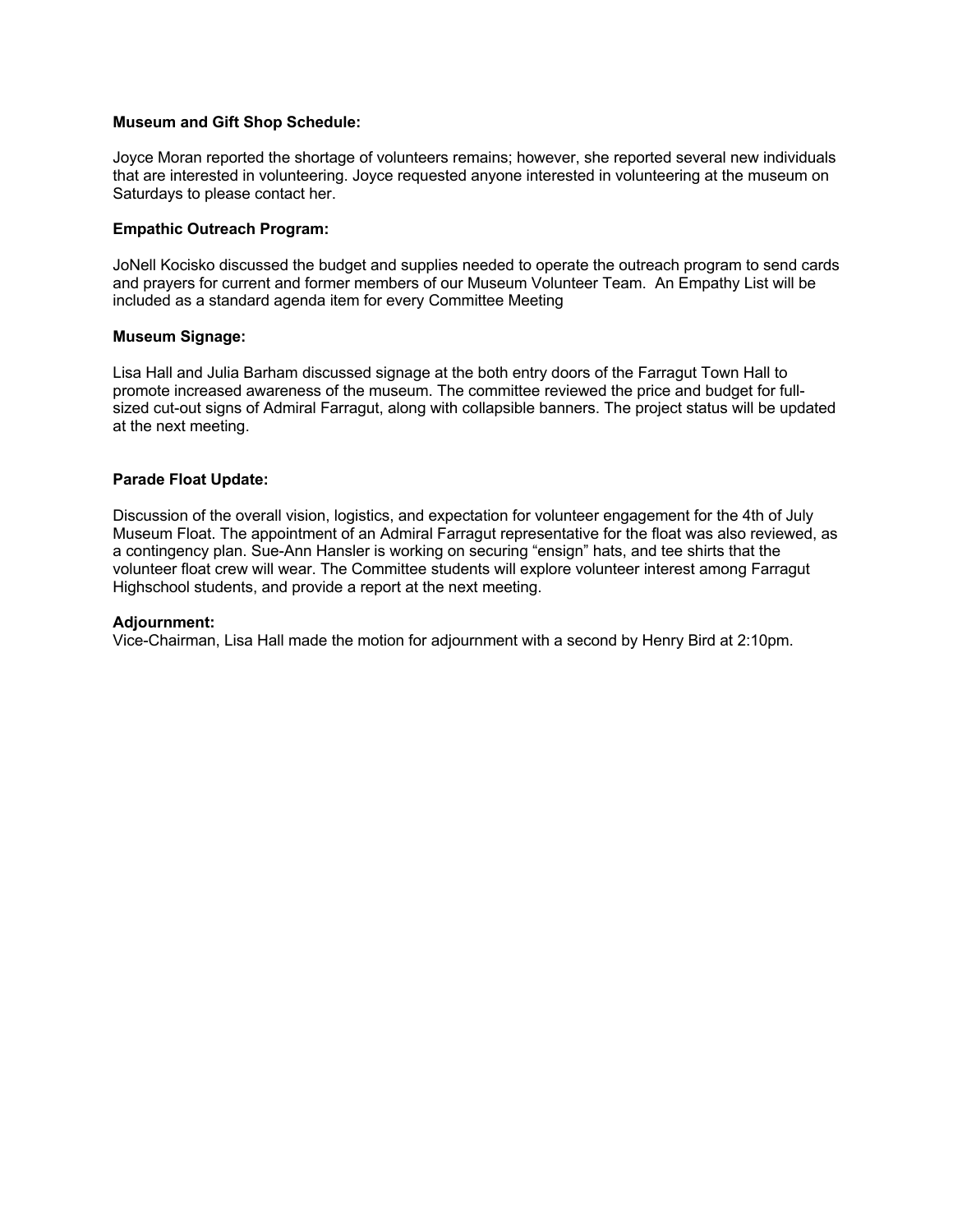**Museum and Gift Shop Schedule:**

Joyce Moran reported the shortage of volunteers remains; however, she reported several new individuals that are interested in volunteering. Joyce requested anyone interested in volunteering at the museum on Saturdays to please contact her.

**Empathic Outreach Program:**

JoNell Kocisko discussed the budget and supplies needed to operate the outreach program to send cards and prayers for current and former members of our Museum Volunteer Team. An Empathy List will be included as a standard agenda item for every Committee Meeting

**Museum Signage:**

Lisa Hall and Julia Barham discussed signage at the both entry doors of the Farragut Town Hall to promote increased awareness of the museum. The committee reviewed the price and budget for full-sized cut-out signs of Admiral Farragut, along with collapsible banners. The project status will be updated at the next meeting.

**Parade Float Update:**

Discussion of the overall vision, logistics, and expectation for volunteer engagement for the 4th of July Museum Float. The appointment of an Admiral Farragut representative for the float was also reviewed, as a contingency plan. Sue-Ann Hansler is working on securing "ensign" hats, and tee shirts that the volunteer float crew will wear. The Committee students will explore volunteer interest among Farragut Highschool students, and provide a report at the next meeting.

**Adjournment:**
Vice-Chairman, Lisa Hall made the motion for adjournment with a second by Henry Bird at 2:10pm.